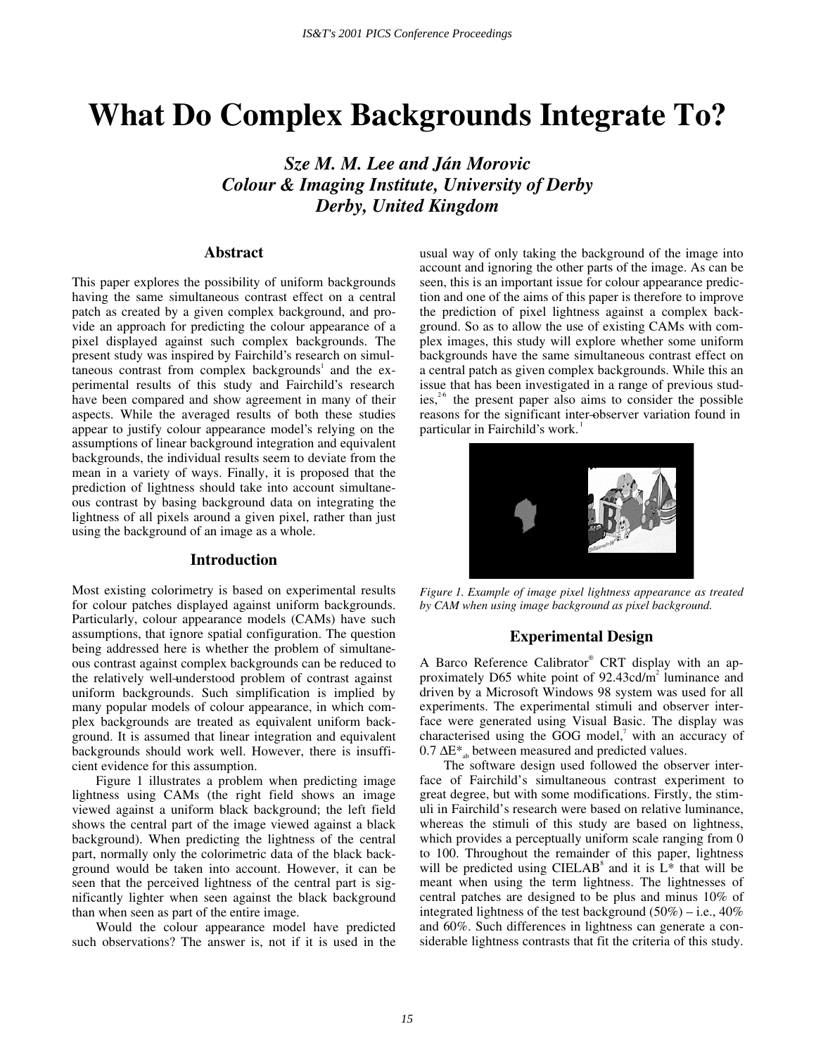# What Do Complex Backgrounds Integrate To?

***Sze M. M. Lee and Ján Morovic***
***Colour & Imaging Institute, University of Derby***
***Derby, United Kingdom***

## Abstract

This paper explores the possibility of uniform backgrounds having the same simultaneous contrast effect on a central patch as created by a given complex background, and provide an approach for predicting the colour appearance of a pixel displayed against such complex backgrounds. The present study was inspired by Fairchild's research on simultaneous contrast from complex backgrounds[1] and the experimental results of this study and Fairchild's research have been compared and show agreement in many of their aspects. While the averaged results of both these studies appear to justify colour appearance model's relying on the assumptions of linear background integration and equivalent backgrounds, the individual results seem to deviate from the mean in a variety of ways. Finally, it is proposed that the prediction of lightness should take into account simultaneous contrast by basing background data on integrating the lightness of all pixels around a given pixel, rather than just using the background of an image as a whole.

## Introduction

Most existing colorimetry is based on experimental results for colour patches displayed against uniform backgrounds. Particularly, colour appearance models (CAMs) have such assumptions, that ignore spatial configuration. The question being addressed here is whether the problem of simultaneous contrast against complex backgrounds can be reduced to the relatively well-understood problem of contrast against uniform backgrounds. Such simplification is implied by many popular models of colour appearance, in which complex backgrounds are treated as equivalent uniform background. It is assumed that linear integration and equivalent backgrounds should work well. However, there is insufficient evidence for this assumption.

Figure 1 illustrates a problem when predicting image lightness using CAMs (the right field shows an image viewed against a uniform black background; the left field shows the central part of the image viewed against a black background). When predicting the lightness of the central part, normally only the colorimetric data of the black background would be taken into account. However, it can be seen that the perceived lightness of the central part is significantly lighter when seen against the black background than when seen as part of the entire image.

Would the colour appearance model have predicted such observations? The answer is, not if it is used in the usual way of only taking the background of the image into account and ignoring the other parts of the image. As can be seen, this is an important issue for colour appearance prediction and one of the aims of this paper is therefore to improve the prediction of pixel lightness against a complex background. So as to allow the use of existing CAMs with complex images, this study will explore whether some uniform backgrounds have the same simultaneous contrast effect on a central patch as given complex backgrounds. While this an issue that has been investigated in a range of previous studies,[2-6] the present paper also aims to consider the possible reasons for the significant inter-observer variation found in particular in Fairchild's work.[1]

*Figure 1. Example of image pixel lightness appearance as treated by CAM when using image background as pixel background.*

## Experimental Design

A Barco Reference Calibrator® CRT display with an approximately D65 white point of 92.43cd/m$^2$ luminance and driven by a Microsoft Windows 98 system was used for all experiments. The experimental stimuli and observer interface were generated using Visual Basic. The display was characterised using the GOG model,[7] with an accuracy of 0.7 $\Delta E^*_{ab}$ between measured and predicted values.

The software design used followed the observer interface of Fairchild's simultaneous contrast experiment to great degree, but with some modifications. Firstly, the stimuli in Fairchild's research were based on relative luminance, whereas the stimuli of this study are based on lightness, which provides a perceptually uniform scale ranging from 0 to 100. Throughout the remainder of this paper, lightness will be predicted using CIELAB[8] and it is L* that will be meant when using the term lightness. The lightnesses of central patches are designed to be plus and minus 10% of integrated lightness of the test background (50%) – i.e., 40% and 60%. Such differences in lightness can generate a considerable lightness contrasts that fit the criteria of this study.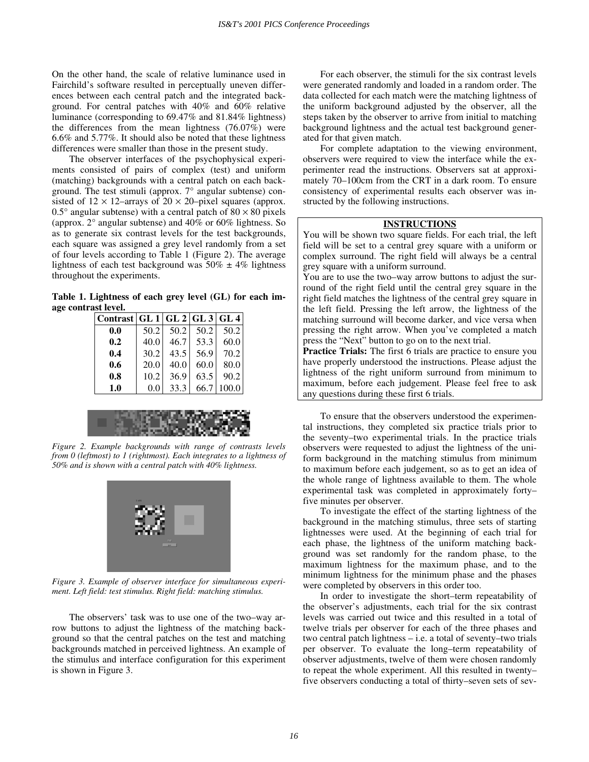On the other hand, the scale of relative luminance used in Fairchild's software resulted in perceptually uneven differences between each central patch and the integrated background. For central patches with 40% and 60% relative luminance (corresponding to 69.47% and 81.84% lightness) the differences from the mean lightness (76.07%) were 6.6% and 5.77%. It should also be noted that these lightness differences were smaller than those in the present study.

The observer interfaces of the psychophysical experiments consisted of pairs of complex (test) and uniform (matching) backgrounds with a central patch on each background. The test stimuli (approx. 7° angular subtense) consisted of 12 × 12–arrays of 20 × 20–pixel squares (approx. 0.5° angular subtense) with a central patch of 80 × 80 pixels (approx. 2° angular subtense) and 40% or 60% lightness. So as to generate six contrast levels for the test backgrounds, each square was assigned a grey level randomly from a set of four levels according to Table 1 (Figure 2). The average lightness of each test background was 50% ± 4% lightness throughout the experiments.

**Table 1. Lightness of each grey level (GL) for each image contrast level.**

| Contrast | GL 1 | GL 2 | GL 3 | GL 4 |
|---|---|---|---|---|
| **0.0** | 50.2 | 50.2 | 50.2 | 50.2 |
| **0.2** | 40.0 | 46.7 | 53.3 | 60.0 |
| **0.4** | 30.2 | 43.5 | 56.9 | 70.2 |
| **0.6** | 20.0 | 40.0 | 60.0 | 80.0 |
| **0.8** | 10.2 | 36.9 | 63.5 | 90.2 |
| **1.0** | 0.0 | 33.3 | 66.7 | 100.0 |

*Figure 2. Example backgrounds with range of contrasts levels from 0 (leftmost) to 1 (rightmost). Each integrates to a lightness of 50% and is shown with a central patch with 40% lightness.*

*Figure 3. Example of observer interface for simultaneous experiment. Left field: test stimulus. Right field: matching stimulus.*

The observers' task was to use one of the two–way arrow buttons to adjust the lightness of the matching background so that the central patches on the test and matching backgrounds matched in perceived lightness. An example of the stimulus and interface configuration for this experiment is shown in Figure 3.

For each observer, the stimuli for the six contrast levels were generated randomly and loaded in a random order. The data collected for each match were the matching lightness of the uniform background adjusted by the observer, all the steps taken by the observer to arrive from initial to matching background lightness and the actual test background generated for that given match.

For complete adaptation to the viewing environment, observers were required to view the interface while the experimenter read the instructions. Observers sat at approximately 70–100cm from the CRT in a dark room. To ensure consistency of experimental results each observer was instructed by the following instructions.

> **INSTRUCTIONS**
>
> You will be shown two square fields. For each trial, the left field will be set to a central grey square with a uniform or complex surround. The right field will always be a central grey square with a uniform surround.
>
> You are to use the two–way arrow buttons to adjust the surround of the right field until the central grey square in the right field matches the lightness of the central grey square in the left field. Pressing the left arrow, the lightness of the matching surround will become darker, and vice versa when pressing the right arrow. When you've completed a match press the "Next" button to go on to the next trial.
>
> **Practice Trials:** The first 6 trials are practice to ensure you have properly understood the instructions. Please adjust the lightness of the right uniform surround from minimum to maximum, before each judgement. Please feel free to ask any questions during these first 6 trials.

To ensure that the observers understood the experimental instructions, they completed six practice trials prior to the seventy–two experimental trials. In the practice trials observers were requested to adjust the lightness of the uniform background in the matching stimulus from minimum to maximum before each judgement, so as to get an idea of the whole range of lightness available to them. The whole experimental task was completed in approximately forty–five minutes per observer.

To investigate the effect of the starting lightness of the background in the matching stimulus, three sets of starting lightnesses were used. At the beginning of each trial for each phase, the lightness of the uniform matching background was set randomly for the random phase, to the maximum lightness for the maximum phase, and to the minimum lightness for the minimum phase and the phases were completed by observers in this order too.

In order to investigate the short–term repeatability of the observer's adjustments, each trial for the six contrast levels was carried out twice and this resulted in a total of twelve trials per observer for each of the three phases and two central patch lightness – i.e. a total of seventy–two trials per observer. To evaluate the long–term repeatability of observer adjustments, twelve of them were chosen randomly to repeat the whole experiment. All this resulted in twenty–five observers conducting a total of thirty–seven sets of sev-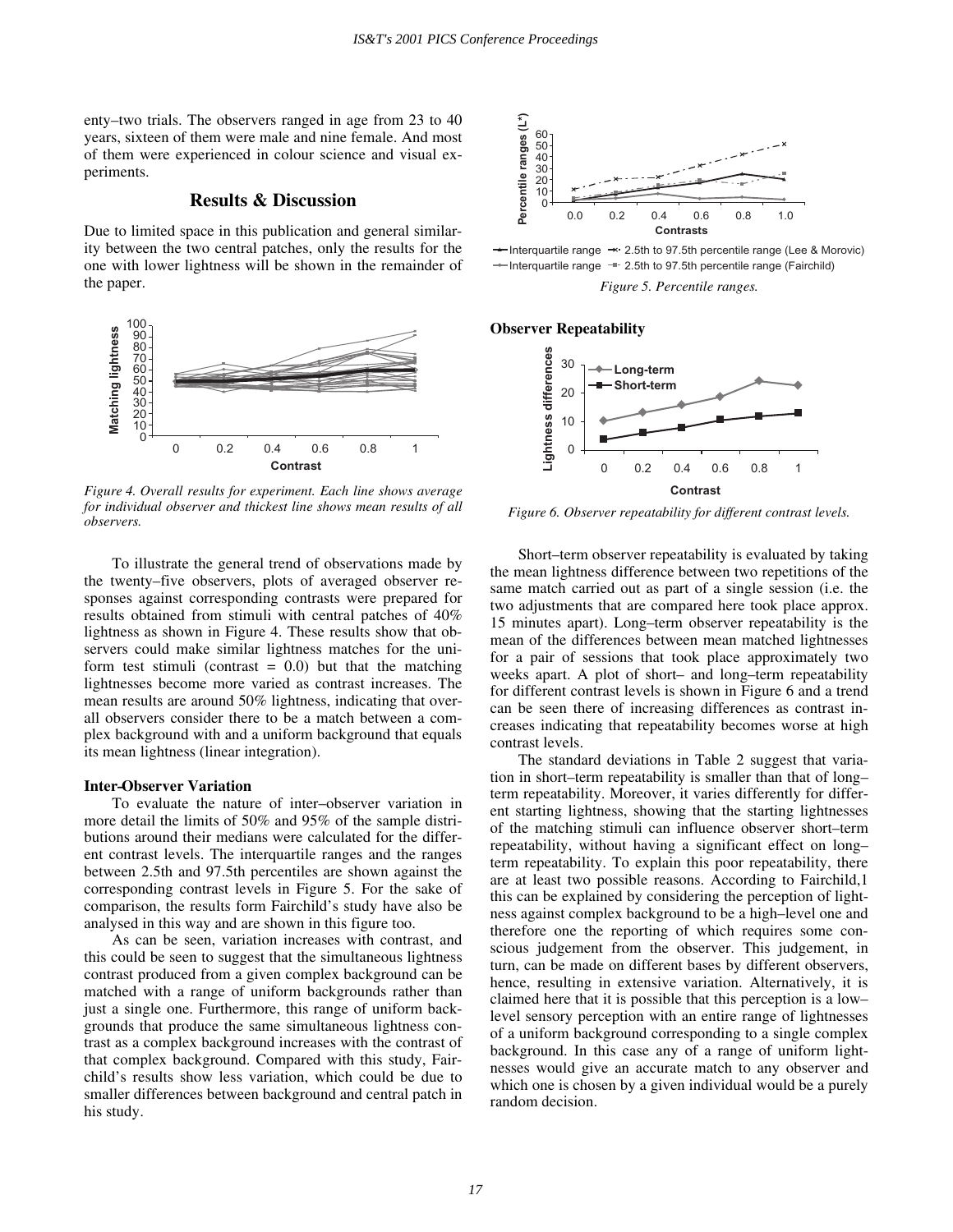enty–two trials. The observers ranged in age from 23 to 40 years, sixteen of them were male and nine female. And most of them were experienced in colour science and visual experiments.

## Results & Discussion

Due to limited space in this publication and general similarity between the two central patches, only the results for the one with lower lightness will be shown in the remainder of the paper.

*Figure 4. Overall results for experiment. Each line shows average for individual observer and thickest line shows mean results of all observers.*

To illustrate the general trend of observations made by the twenty–five observers, plots of averaged observer responses against corresponding contrasts were prepared for results obtained from stimuli with central patches of 40% lightness as shown in Figure 4. These results show that observers could make similar lightness matches for the uniform test stimuli (contrast = 0.0) but that the matching lightnesses become more varied as contrast increases. The mean results are around 50% lightness, indicating that overall observers consider there to be a match between a complex background with and a uniform background that equals its mean lightness (linear integration).

### Inter-Observer Variation

To evaluate the nature of inter–observer variation in more detail the limits of 50% and 95% of the sample distributions around their medians were calculated for the different contrast levels. The interquartile ranges and the ranges between 2.5th and 97.5th percentiles are shown against the corresponding contrast levels in Figure 5. For the sake of comparison, the results form Fairchild's study have also be analysed in this way and are shown in this figure too.

As can be seen, variation increases with contrast, and this could be seen to suggest that the simultaneous lightness contrast produced from a given complex background can be matched with a range of uniform backgrounds rather than just a single one. Furthermore, this range of uniform backgrounds that produce the same simultaneous lightness contrast as a complex background increases with the contrast of that complex background. Compared with this study, Fairchild's results show less variation, which could be due to smaller differences between background and central patch in his study.

*Figure 5. Percentile ranges.*

### Observer Repeatability

*Figure 6. Observer repeatability for different contrast levels.*

Short–term observer repeatability is evaluated by taking the mean lightness difference between two repetitions of the same match carried out as part of a single session (i.e. the two adjustments that are compared here took place approx. 15 minutes apart). Long–term observer repeatability is the mean of the differences between mean matched lightnesses for a pair of sessions that took place approximately two weeks apart. A plot of short– and long–term repeatability for different contrast levels is shown in Figure 6 and a trend can be seen there of increasing differences as contrast increases indicating that repeatability becomes worse at high contrast levels.

The standard deviations in Table 2 suggest that variation in short–term repeatability is smaller than that of long–term repeatability. Moreover, it varies differently for different starting lightness, showing that the starting lightnesses of the matching stimuli can influence observer short–term repeatability, without having a significant effect on long–term repeatability. To explain this poor repeatability, there are at least two possible reasons. According to Fairchild,[1] this can be explained by considering the perception of lightness against complex background to be a high–level one and therefore one the reporting of which requires some conscious judgement from the observer. This judgement, in turn, can be made on different bases by different observers, hence, resulting in extensive variation. Alternatively, it is claimed here that it is possible that this perception is a low–level sensory perception with an entire range of lightnesses of a uniform background corresponding to a single complex background. In this case any of a range of uniform lightnesses would give an accurate match to any observer and which one is chosen by a given individual would be a purely random decision.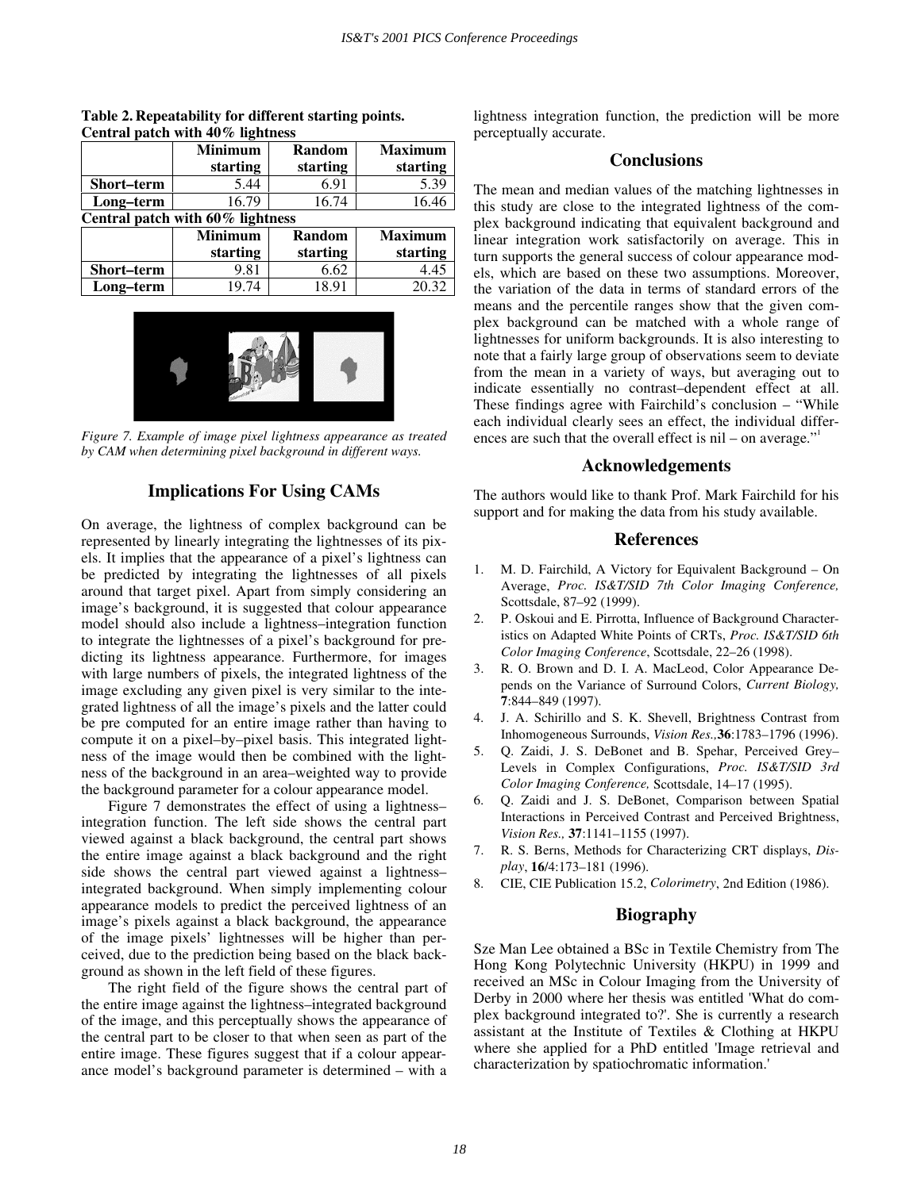**Table 2. Repeatability for different starting points.**

**Central patch with 40% lightness**

| | Minimum starting | Random starting | Maximum starting |
|---|---|---|---|
| **Short–term** | 5.44 | 6.91 | 5.39 |
| **Long–term** | 16.79 | 16.74 | 16.46 |

**Central patch with 60% lightness**

| | Minimum starting | Random starting | Maximum starting |
|---|---|---|---|
| **Short–term** | 9.81 | 6.62 | 4.45 |
| **Long–term** | 19.74 | 18.91 | 20.32 |

*Figure 7. Example of image pixel lightness appearance as treated by CAM when determining pixel background in different ways.*

## Implications For Using CAMs

On average, the lightness of complex background can be represented by linearly integrating the lightnesses of its pixels. It implies that the appearance of a pixel's lightness can be predicted by integrating the lightnesses of all pixels around that target pixel. Apart from simply considering an image's background, it is suggested that colour appearance model should also include a lightness–integration function to integrate the lightnesses of a pixel's background for predicting its lightness appearance. Furthermore, for images with large numbers of pixels, the integrated lightness of the image excluding any given pixel is very similar to the integrated lightness of all the image's pixels and the latter could be pre computed for an entire image rather than having to compute it on a pixel–by–pixel basis. This integrated lightness of the image would then be combined with the lightness of the background in an area–weighted way to provide the background parameter for a colour appearance model.

Figure 7 demonstrates the effect of using a lightness–integration function. The left side shows the central part viewed against a black background, the central part shows the entire image against a black background and the right side shows the central part viewed against a lightness–integrated background. When simply implementing colour appearance models to predict the perceived lightness of an image's pixels against a black background, the appearance of the image pixels' lightnesses will be higher than perceived, due to the prediction being based on the black background as shown in the left field of these figures.

The right field of the figure shows the central part of the entire image against the lightness–integrated background of the image, and this perceptually shows the appearance of the central part to be closer to that when seen as part of the entire image. These figures suggest that if a colour appearance model's background parameter is determined – with a lightness integration function, the prediction will be more perceptually accurate.

## Conclusions

The mean and median values of the matching lightnesses in this study are close to the integrated lightness of the complex background indicating that equivalent background and linear integration work satisfactorily on average. This in turn supports the general success of colour appearance models, which are based on these two assumptions. Moreover, the variation of the data in terms of standard errors of the means and the percentile ranges show that the given complex background can be matched with a whole range of lightnesses for uniform backgrounds. It is also interesting to note that a fairly large group of observations seem to deviate from the mean in a variety of ways, but averaging out to indicate essentially no contrast–dependent effect at all. These findings agree with Fairchild's conclusion – "While each individual clearly sees an effect, the individual differences are such that the overall effect is nil – on average."[1]

## Acknowledgements

The authors would like to thank Prof. Mark Fairchild for his support and for making the data from his study available.

## References

1. M. D. Fairchild, A Victory for Equivalent Background – On Average, *Proc. IS&T/SID 7th Color Imaging Conference,* Scottsdale, 87–92 (1999).
2. P. Oskoui and E. Pirrotta, Influence of Background Characteristics on Adapted White Points of CRTs, *Proc. IS&T/SID 6th Color Imaging Conference*, Scottsdale, 22–26 (1998).
3. R. O. Brown and D. I. A. MacLeod, Color Appearance Depends on the Variance of Surround Colors, *Current Biology,* **7**:844–849 (1997).
4. J. A. Schirillo and S. K. Shevell, Brightness Contrast from Inhomogeneous Surrounds, *Vision Res.,***36**:1783–1796 (1996).
5. Q. Zaidi, J. S. DeBonet and B. Spehar, Perceived Grey–Levels in Complex Configurations, *Proc. IS&T/SID 3rd Color Imaging Conference,* Scottsdale, 14–17 (1995).
6. Q. Zaidi and J. S. DeBonet, Comparison between Spatial Interactions in Perceived Contrast and Perceived Brightness, *Vision Res.,* **37**:1141–1155 (1997).
7. R. S. Berns, Methods for Characterizing CRT displays, *Display*, **16**/4:173–181 (1996).
8. CIE, CIE Publication 15.2, *Colorimetry*, 2nd Edition (1986).

## Biography

Sze Man Lee obtained a BSc in Textile Chemistry from The Hong Kong Polytechnic University (HKPU) in 1999 and received an MSc in Colour Imaging from the University of Derby in 2000 where her thesis was entitled 'What do complex background integrated to?'. She is currently a research assistant at the Institute of Textiles & Clothing at HKPU where she applied for a PhD entitled 'Image retrieval and characterization by spatiochromatic information.'